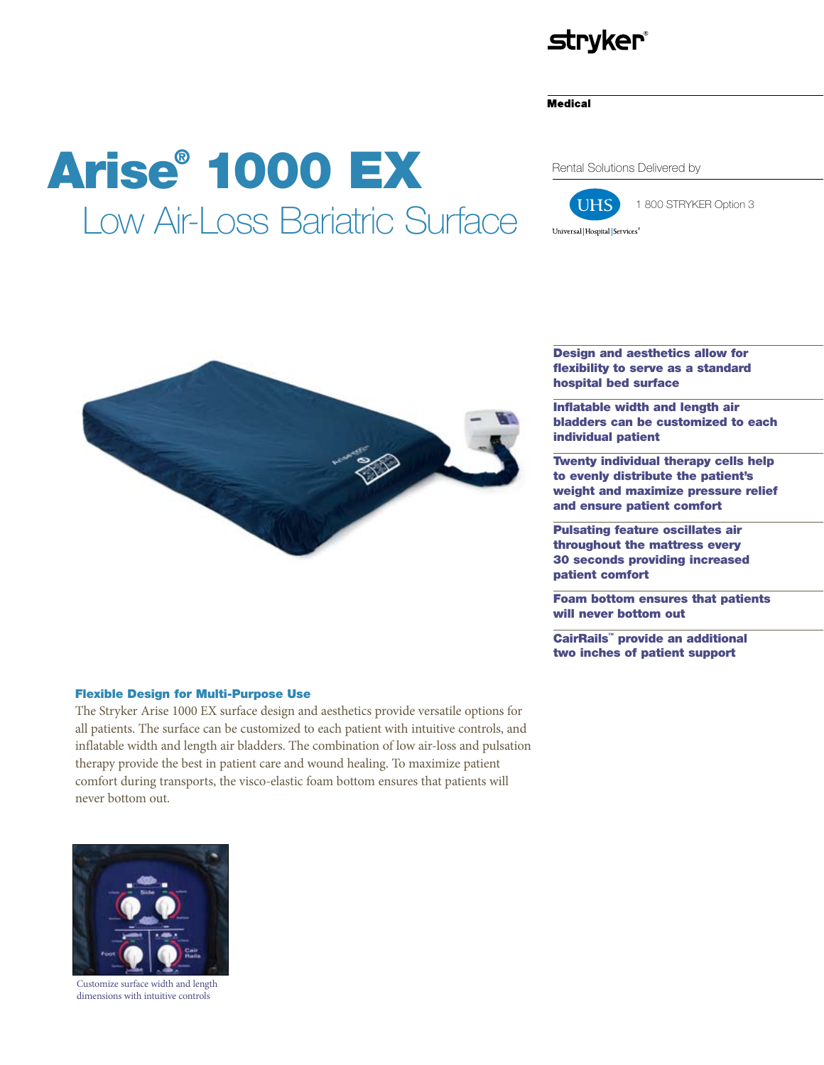stryker®

**Medical**

# Arise® 1000 EX

## Low Air-Loss Bariatric Surface

Rental Solutions Delivered by

UHS — 1 800 STRYKER Option 3

Universal | Hospital | Services®

**Design and aesthetics allow for flexibility to serve as a standard hospital bed surface**

**Inflatable width and length air bladders can be customized to each individual patient**

**Twenty individual therapy cells help to evenly distribute the patient's weight and maximize pressure relief and ensure patient comfort**

**Pulsating feature oscillates air throughout the mattress every 30 seconds providing increased patient comfort**

**Foam bottom ensures that patients will never bottom out**

**CairRails™ provide an additional two inches of patient support**

### Flexible Design for Multi-Purpose Use

The Stryker Arise 1000 EX surface design and aesthetics provide versatile options for all patients. The surface can be customized to each patient with intuitive controls, and inflatable width and length air bladders. The combination of low air-loss and pulsation therapy provide the best in patient care and wound healing. To maximize patient comfort during transports, the visco-elastic foam bottom ensures that patients will never bottom out.

Customize surface width and length dimensions with intuitive controls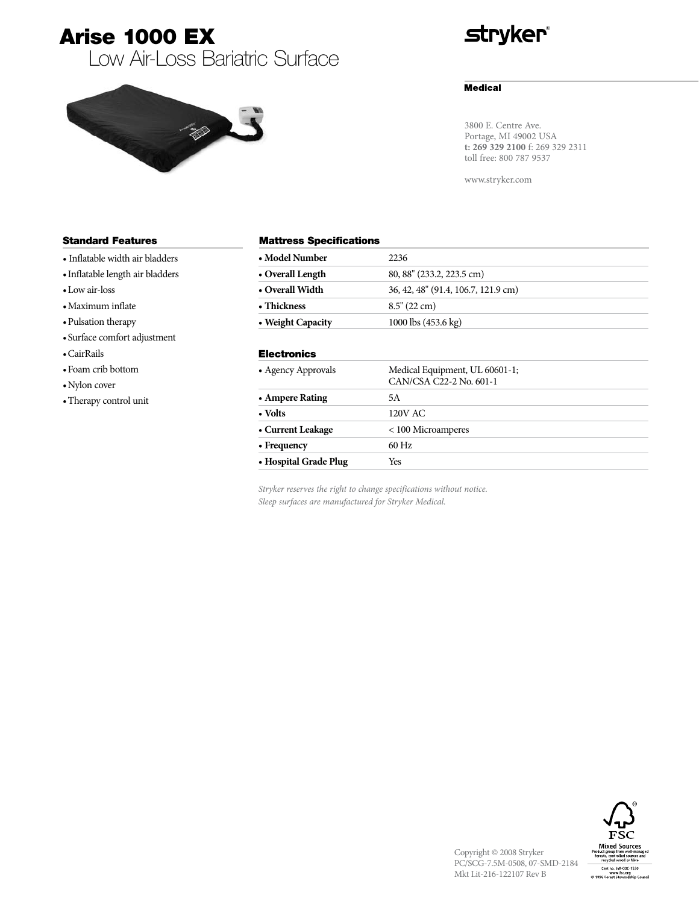# Arise 1000 EX

## Low Air-Loss Bariatric Surface

**stryker**

**Medical**

3800 E. Centre Ave.
Portage, MI 49002 USA
**t: 269 329 2100** f: 269 329 2311
toll free: 800 787 9537

www.stryker.com

### Standard Features

- Inflatable width air bladders
- Inflatable length air bladders
- Low air-loss
- Maximum inflate
- Pulsation therapy
- Surface comfort adjustment
- CairRails
- Foam crib bottom
- Nylon cover
- Therapy control unit

### Mattress Specifications

| | |
|---|---|
| **Model Number** | 2236 |
| **Overall Length** | 80, 88" (233.2, 223.5 cm) |
| **Overall Width** | 36, 42, 48" (91.4, 106.7, 121.9 cm) |
| **Thickness** | 8.5" (22 cm) |
| **Weight Capacity** | 1000 lbs (453.6 kg) |

### Electronics

| | |
|---|---|
| Agency Approvals | Medical Equipment, UL 60601-1; CAN/CSA C22-2 No. 601-1 |
| **Ampere Rating** | 5A |
| **Volts** | 120V AC |
| **Current Leakage** | < 100 Microamperes |
| **Frequency** | 60 Hz |
| **Hospital Grade Plug** | Yes |

*Stryker reserves the right to change specifications without notice.*
*Sleep surfaces are manufactured for Stryker Medical.*

Copyright © 2008 Stryker
PC/SCG-7.5M-0508, 07-SMD-2184
Mkt Lit-216-122107 Rev B

FSC
Mixed Sources
Product group from well-managed forests, controlled sources and recycled wood or fibre
Cert no. SW-COC-1530
www.fsc.org
© 1996 Forest Stewardship Council